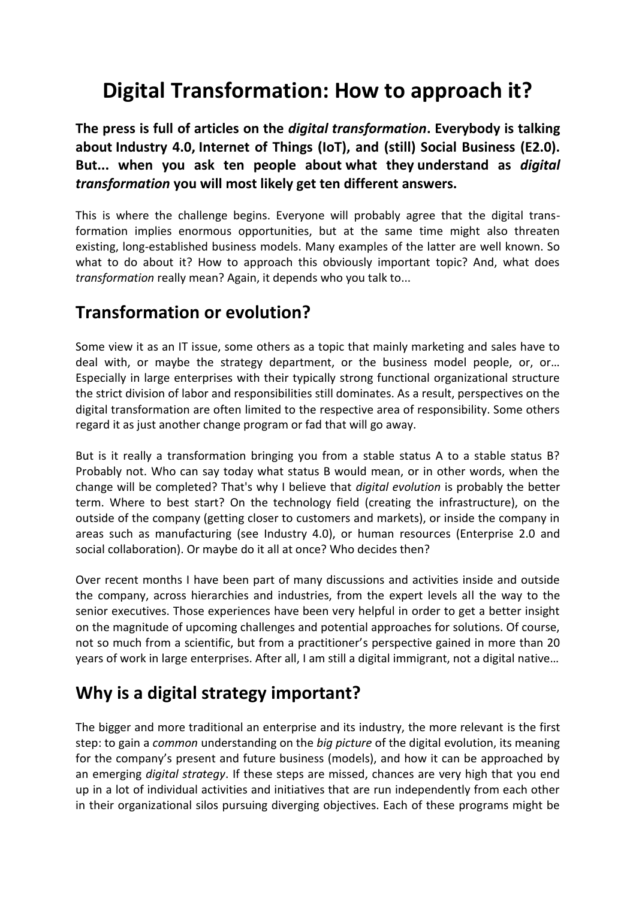# Digital Transformation: How to approach it?

**The press is full of articles on the *digital transformation*. Everybody is talking about Industry 4.0, Internet of Things (IoT), and (still) Social Business (E2.0). But... when you ask ten people about what they understand as *digital transformation* you will most likely get ten different answers.**

This is where the challenge begins. Everyone will probably agree that the digital transformation implies enormous opportunities, but at the same time might also threaten existing, long-established business models. Many examples of the latter are well known. So what to do about it? How to approach this obviously important topic? And, what does *transformation* really mean? Again, it depends who you talk to...

## Transformation or evolution?

Some view it as an IT issue, some others as a topic that mainly marketing and sales have to deal with, or maybe the strategy department, or the business model people, or, or… Especially in large enterprises with their typically strong functional organizational structure the strict division of labor and responsibilities still dominates. As a result, perspectives on the digital transformation are often limited to the respective area of responsibility. Some others regard it as just another change program or fad that will go away.

But is it really a transformation bringing you from a stable status A to a stable status B? Probably not. Who can say today what status B would mean, or in other words, when the change will be completed? That's why I believe that *digital evolution* is probably the better term. Where to best start? On the technology field (creating the infrastructure), on the outside of the company (getting closer to customers and markets), or inside the company in areas such as manufacturing (see Industry 4.0), or human resources (Enterprise 2.0 and social collaboration). Or maybe do it all at once? Who decides then?

Over recent months I have been part of many discussions and activities inside and outside the company, across hierarchies and industries, from the expert levels all the way to the senior executives. Those experiences have been very helpful in order to get a better insight on the magnitude of upcoming challenges and potential approaches for solutions. Of course, not so much from a scientific, but from a practitioner's perspective gained in more than 20 years of work in large enterprises. After all, I am still a digital immigrant, not a digital native…

## Why is a digital strategy important?

The bigger and more traditional an enterprise and its industry, the more relevant is the first step: to gain a *common* understanding on the *big picture* of the digital evolution, its meaning for the company's present and future business (models), and how it can be approached by an emerging *digital strategy*. If these steps are missed, chances are very high that you end up in a lot of individual activities and initiatives that are run independently from each other in their organizational silos pursuing diverging objectives. Each of these programs might be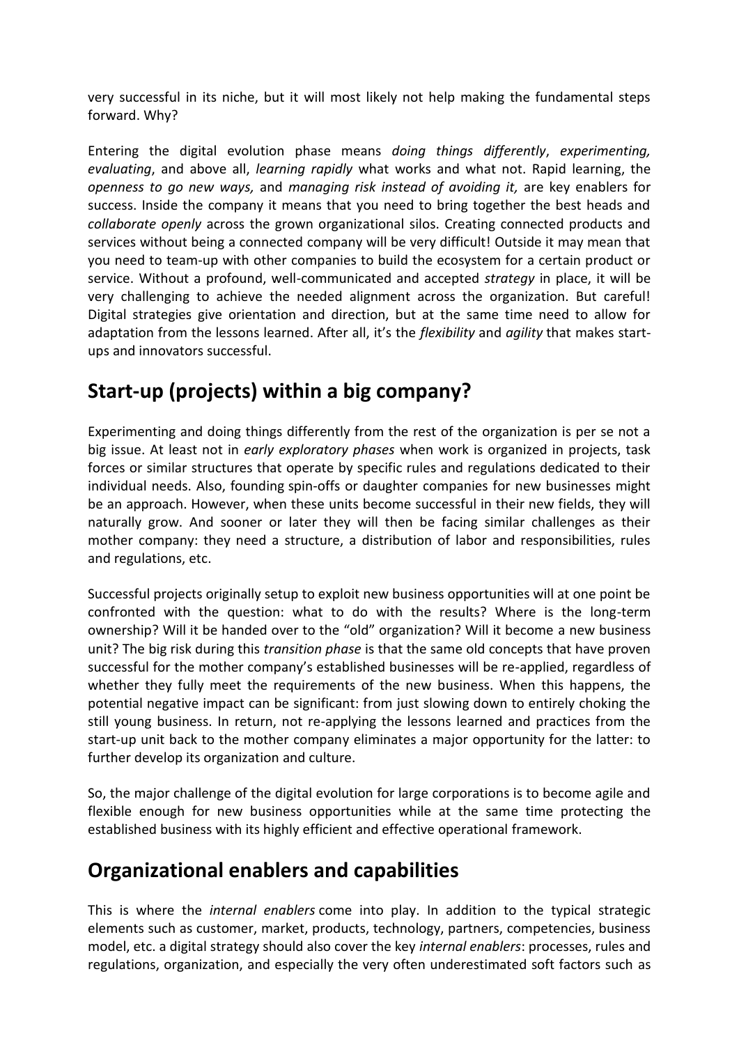very successful in its niche, but it will most likely not help making the fundamental steps forward. Why?

Entering the digital evolution phase means *doing things differently*, *experimenting, evaluating*, and above all, *learning rapidly* what works and what not. Rapid learning, the *openness to go new ways,* and *managing risk instead of avoiding it,* are key enablers for success. Inside the company it means that you need to bring together the best heads and *collaborate openly* across the grown organizational silos. Creating connected products and services without being a connected company will be very difficult! Outside it may mean that you need to team-up with other companies to build the ecosystem for a certain product or service. Without a profound, well-communicated and accepted *strategy* in place, it will be very challenging to achieve the needed alignment across the organization. But careful! Digital strategies give orientation and direction, but at the same time need to allow for adaptation from the lessons learned. After all, it's the *flexibility* and *agility* that makes start-ups and innovators successful.

## Start-up (projects) within a big company?

Experimenting and doing things differently from the rest of the organization is per se not a big issue. At least not in *early exploratory phases* when work is organized in projects, task forces or similar structures that operate by specific rules and regulations dedicated to their individual needs. Also, founding spin-offs or daughter companies for new businesses might be an approach. However, when these units become successful in their new fields, they will naturally grow. And sooner or later they will then be facing similar challenges as their mother company: they need a structure, a distribution of labor and responsibilities, rules and regulations, etc.

Successful projects originally setup to exploit new business opportunities will at one point be confronted with the question: what to do with the results? Where is the long-term ownership? Will it be handed over to the "old" organization? Will it become a new business unit? The big risk during this *transition phase* is that the same old concepts that have proven successful for the mother company's established businesses will be re-applied, regardless of whether they fully meet the requirements of the new business. When this happens, the potential negative impact can be significant: from just slowing down to entirely choking the still young business. In return, not re-applying the lessons learned and practices from the start-up unit back to the mother company eliminates a major opportunity for the latter: to further develop its organization and culture.

So, the major challenge of the digital evolution for large corporations is to become agile and flexible enough for new business opportunities while at the same time protecting the established business with its highly efficient and effective operational framework.

## Organizational enablers and capabilities

This is where the *internal enablers* come into play. In addition to the typical strategic elements such as customer, market, products, technology, partners, competencies, business model, etc. a digital strategy should also cover the key *internal enablers*: processes, rules and regulations, organization, and especially the very often underestimated soft factors such as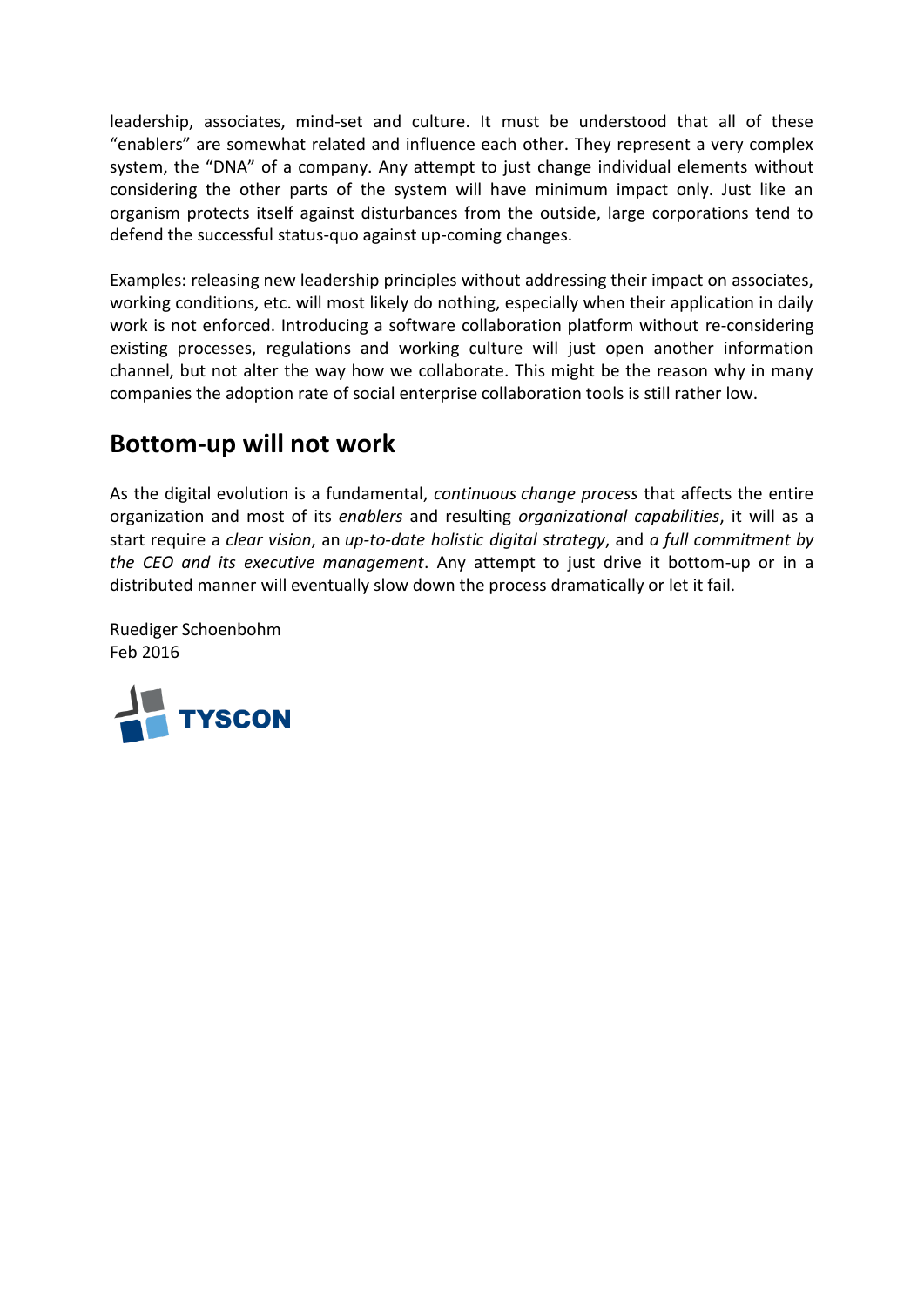leadership, associates, mind-set and culture. It must be understood that all of these "enablers" are somewhat related and influence each other. They represent a very complex system, the "DNA" of a company. Any attempt to just change individual elements without considering the other parts of the system will have minimum impact only. Just like an organism protects itself against disturbances from the outside, large corporations tend to defend the successful status-quo against up-coming changes.

Examples: releasing new leadership principles without addressing their impact on associates, working conditions, etc. will most likely do nothing, especially when their application in daily work is not enforced. Introducing a software collaboration platform without re-considering existing processes, regulations and working culture will just open another information channel, but not alter the way how we collaborate. This might be the reason why in many companies the adoption rate of social enterprise collaboration tools is still rather low.

## Bottom-up will not work

As the digital evolution is a fundamental, *continuous change process* that affects the entire organization and most of its *enablers* and resulting *organizational capabilities*, it will as a start require a *clear vision*, an *up-to-date holistic digital strategy*, and *a full commitment by the CEO and its executive management*. Any attempt to just drive it bottom-up or in a distributed manner will eventually slow down the process dramatically or let it fail.

Ruediger Schoenbohm
Feb 2016

TYSCON